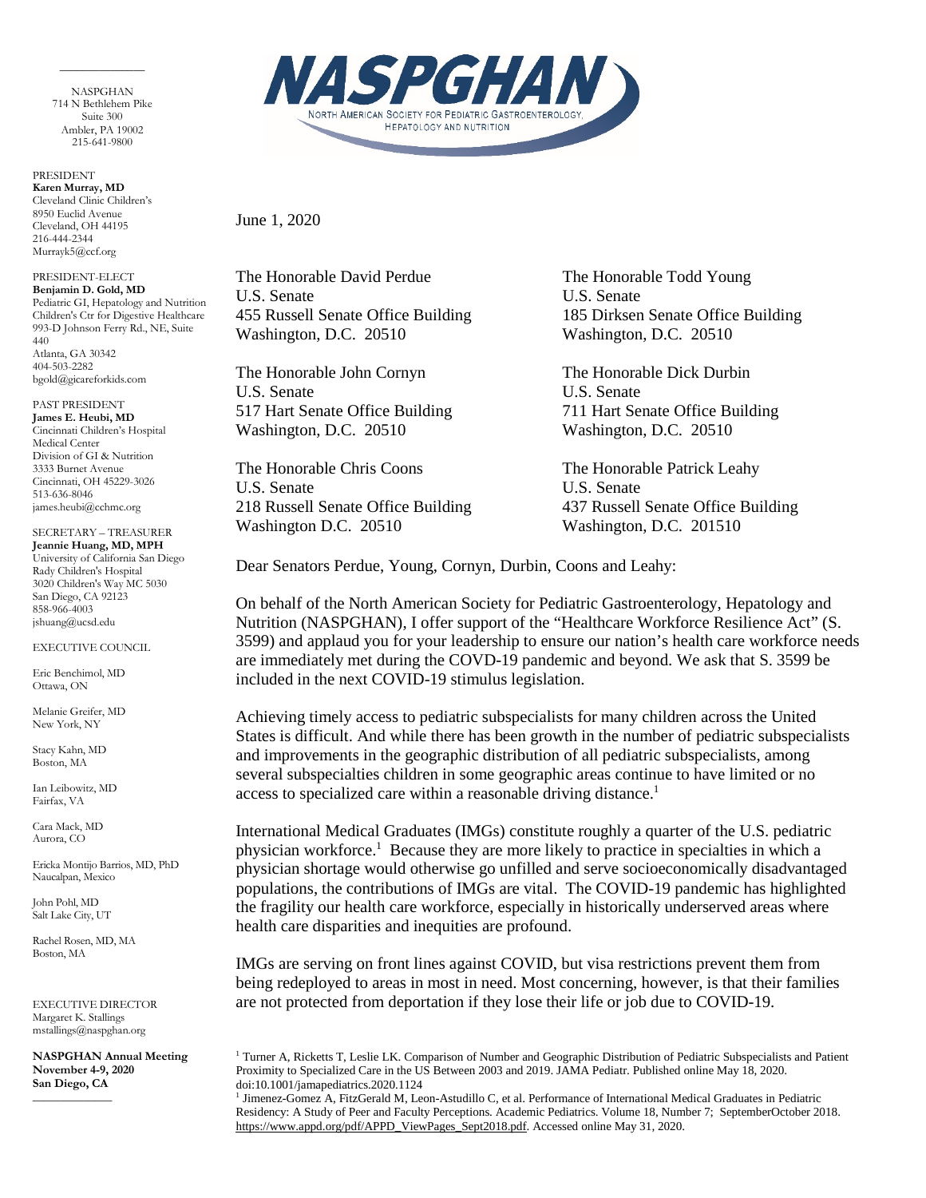NASPGHAN
714 N Bethlehem Pike
Suite 300
Ambler, PA 19002
215-641-9800

PRESIDENT
**Karen Murray, MD**
Cleveland Clinic Children's
8950 Euclid Avenue
Cleveland, OH 44195
216-444-2344
Murrayk5@ccf.org

PRESIDENT-ELECT
**Benjamin D. Gold, MD**
Pediatric GI, Hepatology and Nutrition
Children's Ctr for Digestive Healthcare
993-D Johnson Ferry Rd., NE, Suite 440
Atlanta, GA 30342
404-503-2282
bgold@gicareforkids.com

PAST PRESIDENT
**James E. Heubi, MD**
Cincinnati Children's Hospital Medical Center
Division of GI & Nutrition
3333 Burnet Avenue
Cincinnati, OH 45229-3026
513-636-8046
james.heubi@cchmc.org

SECRETARY – TREASURER
**Jeannie Huang, MD, MPH**
University of California San Diego
Rady Children's Hospital
3020 Children's Way MC 5030
San Diego, CA 92123
858-966-4003
jshuang@ucsd.edu

EXECUTIVE COUNCIL

Eric Benchimol, MD
Ottawa, ON

Melanie Greifer, MD
New York, NY

Stacy Kahn, MD
Boston, MA

Ian Leibowitz, MD
Fairfax, VA

Cara Mack, MD
Aurora, CO

Ericka Montijo Barrios, MD, PhD
Naucalpan, Mexico

John Pohl, MD
Salt Lake City, UT

Rachel Rosen, MD, MA
Boston, MA

EXECUTIVE DIRECTOR
Margaret K. Stallings
mstallings@naspghan.org

**NASPGHAN Annual Meeting**
**November 4-9, 2020**
**San Diego, CA**

# NASPGHAN

NORTH AMERICAN SOCIETY FOR PEDIATRIC GASTROENTEROLOGY, HEPATOLOGY AND NUTRITION

June 1, 2020

The Honorable David Perdue
U.S. Senate
455 Russell Senate Office Building
Washington, D.C. 20510

The Honorable Todd Young
U.S. Senate
185 Dirksen Senate Office Building
Washington, D.C. 20510

The Honorable John Cornyn
U.S. Senate
517 Hart Senate Office Building
Washington, D.C. 20510

The Honorable Dick Durbin
U.S. Senate
711 Hart Senate Office Building
Washington, D.C. 20510

The Honorable Chris Coons
U.S. Senate
218 Russell Senate Office Building
Washington D.C. 20510

The Honorable Patrick Leahy
U.S. Senate
437 Russell Senate Office Building
Washington, D.C. 201510

Dear Senators Perdue, Young, Cornyn, Durbin, Coons and Leahy:

On behalf of the North American Society for Pediatric Gastroenterology, Hepatology and Nutrition (NASPGHAN), I offer support of the "Healthcare Workforce Resilience Act" (S. 3599) and applaud you for your leadership to ensure our nation's health care workforce needs are immediately met during the COVD-19 pandemic and beyond. We ask that S. 3599 be included in the next COVID-19 stimulus legislation.

Achieving timely access to pediatric subspecialists for many children across the United States is difficult. And while there has been growth in the number of pediatric subspecialists and improvements in the geographic distribution of all pediatric subspecialists, among several subspecialties children in some geographic areas continue to have limited or no access to specialized care within a reasonable driving distance.[1]

International Medical Graduates (IMGs) constitute roughly a quarter of the U.S. pediatric physician workforce.[1] Because they are more likely to practice in specialties in which a physician shortage would otherwise go unfilled and serve socioeconomically disadvantaged populations, the contributions of IMGs are vital. The COVID-19 pandemic has highlighted the fragility our health care workforce, especially in historically underserved areas where health care disparities and inequities are profound.

IMGs are serving on front lines against COVID, but visa restrictions prevent them from being redeployed to areas in most in need. Most concerning, however, is that their families are not protected from deportation if they lose their life or job due to COVID-19.

[1] Turner A, Ricketts T, Leslie LK. Comparison of Number and Geographic Distribution of Pediatric Subspecialists and Patient Proximity to Specialized Care in the US Between 2003 and 2019. JAMA Pediatr. Published online May 18, 2020. doi:10.1001/jamapediatrics.2020.1124

[1] Jimenez-Gomez A, FitzGerald M, Leon-Astudillo C, et al. Performance of International Medical Graduates in Pediatric Residency: A Study of Peer and Faculty Perceptions. Academic Pediatrics. Volume 18, Number 7; SeptemberOctober 2018. https://www.appd.org/pdf/APPD_ViewPages_Sept2018.pdf. Accessed online May 31, 2020.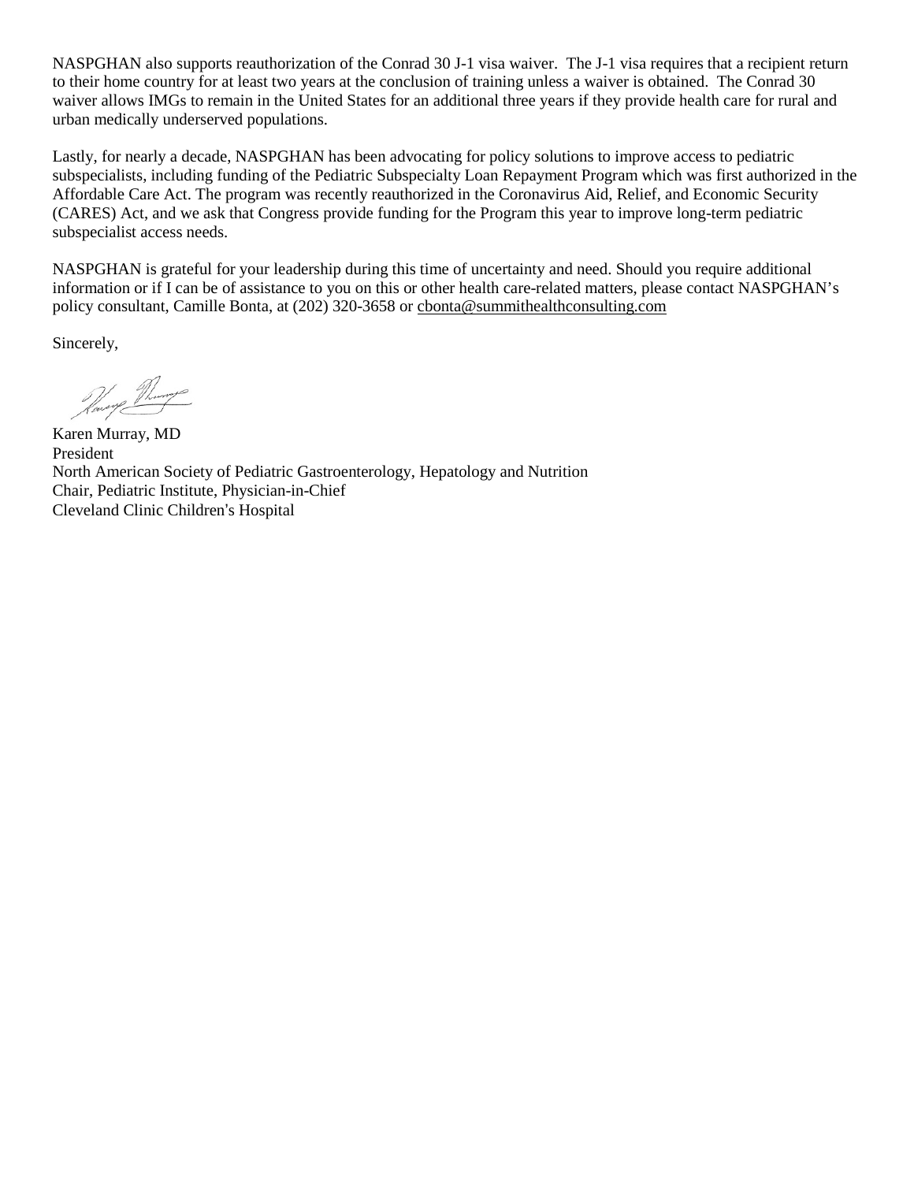NASPGHAN also supports reauthorization of the Conrad 30 J-1 visa waiver. The J-1 visa requires that a recipient return to their home country for at least two years at the conclusion of training unless a waiver is obtained. The Conrad 30 waiver allows IMGs to remain in the United States for an additional three years if they provide health care for rural and urban medically underserved populations.

Lastly, for nearly a decade, NASPGHAN has been advocating for policy solutions to improve access to pediatric subspecialists, including funding of the Pediatric Subspecialty Loan Repayment Program which was first authorized in the Affordable Care Act. The program was recently reauthorized in the Coronavirus Aid, Relief, and Economic Security (CARES) Act, and we ask that Congress provide funding for the Program this year to improve long-term pediatric subspecialist access needs.

NASPGHAN is grateful for your leadership during this time of uncertainty and need. Should you require additional information or if I can be of assistance to you on this or other health care-related matters, please contact NASPGHAN's policy consultant, Camille Bonta, at (202) 320-3658 or cbonta@summithealthconsulting.com

Sincerely,

Karen Murray, MD
President
North American Society of Pediatric Gastroenterology, Hepatology and Nutrition
Chair, Pediatric Institute, Physician-in-Chief
Cleveland Clinic Children's Hospital